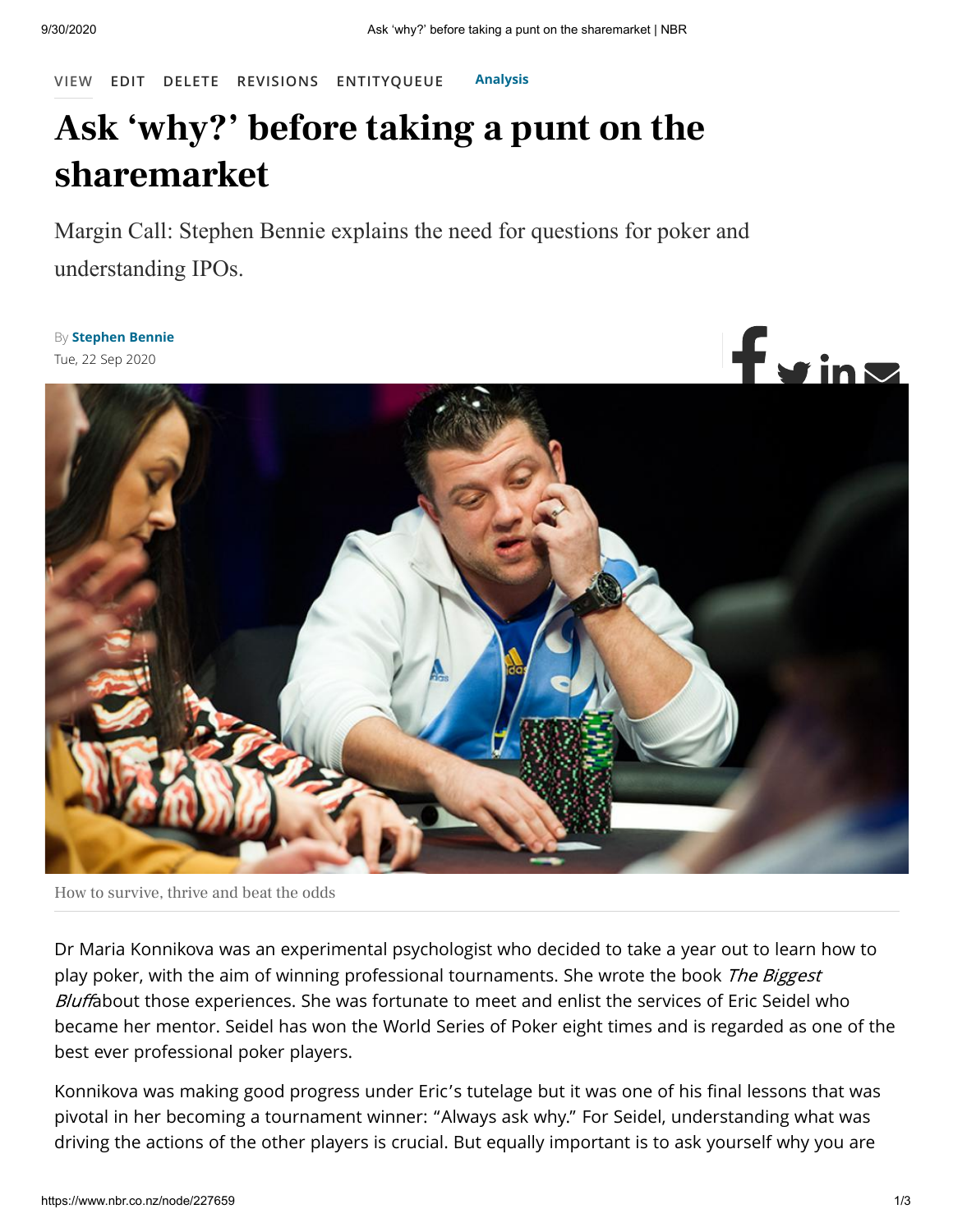VIEW EDIT DELETE REVISIONS ENTITYQUEUE **Analysis**

# Ask 'why?' before taking a punt on the sharemarket

Margin Call: Stephen Bennie explains the need for questions for poker and understanding IPOs.

By **Stephen Bennie**
Tue, 22 Sep 2020

How to survive, thrive and beat the odds

Dr Maria Konnikova was an experimental psychologist who decided to take a year out to learn how to play poker, with the aim of winning professional tournaments. She wrote the book *The Biggest Bluff* about those experiences. She was fortunate to meet and enlist the services of Eric Seidel who became her mentor. Seidel has won the World Series of Poker eight times and is regarded as one of the best ever professional poker players.

Konnikova was making good progress under Eric's tutelage but it was one of his final lessons that was pivotal in her becoming a tournament winner: "Always ask why." For Seidel, understanding what was driving the actions of the other players is crucial. But equally important is to ask yourself why you are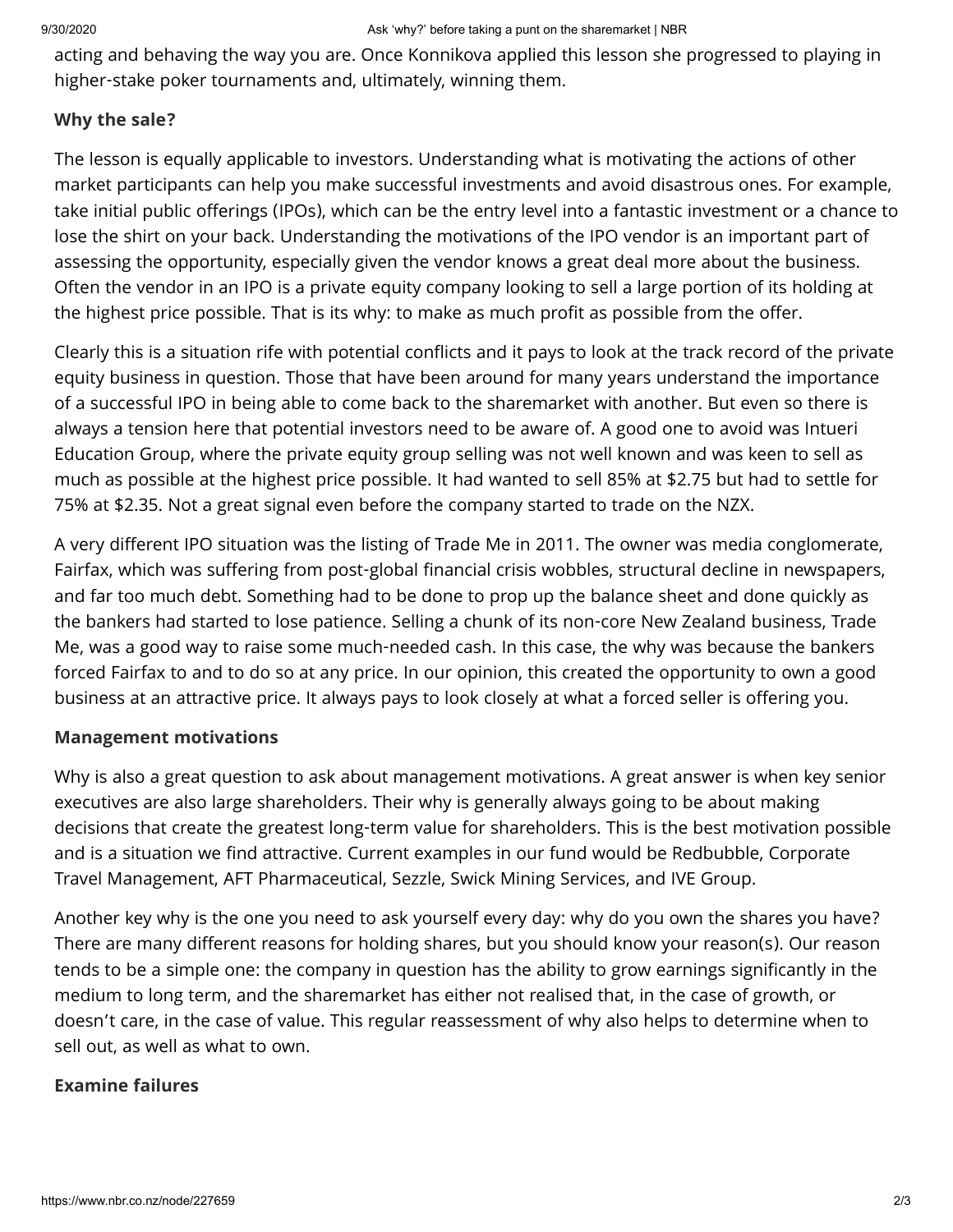acting and behaving the way you are. Once Konnikova applied this lesson she progressed to playing in higher-stake poker tournaments and, ultimately, winning them.

**Why the sale?**

The lesson is equally applicable to investors. Understanding what is motivating the actions of other market participants can help you make successful investments and avoid disastrous ones. For example, take initial public offerings (IPOs), which can be the entry level into a fantastic investment or a chance to lose the shirt on your back. Understanding the motivations of the IPO vendor is an important part of assessing the opportunity, especially given the vendor knows a great deal more about the business. Often the vendor in an IPO is a private equity company looking to sell a large portion of its holding at the highest price possible. That is its why: to make as much profit as possible from the offer.

Clearly this is a situation rife with potential conflicts and it pays to look at the track record of the private equity business in question. Those that have been around for many years understand the importance of a successful IPO in being able to come back to the sharemarket with another. But even so there is always a tension here that potential investors need to be aware of. A good one to avoid was Intueri Education Group, where the private equity group selling was not well known and was keen to sell as much as possible at the highest price possible. It had wanted to sell 85% at $2.75 but had to settle for 75% at $2.35. Not a great signal even before the company started to trade on the NZX.

A very different IPO situation was the listing of Trade Me in 2011. The owner was media conglomerate, Fairfax, which was suffering from post-global financial crisis wobbles, structural decline in newspapers, and far too much debt. Something had to be done to prop up the balance sheet and done quickly as the bankers had started to lose patience. Selling a chunk of its non-core New Zealand business, Trade Me, was a good way to raise some much-needed cash. In this case, the why was because the bankers forced Fairfax to and to do so at any price. In our opinion, this created the opportunity to own a good business at an attractive price. It always pays to look closely at what a forced seller is offering you.

**Management motivations**

Why is also a great question to ask about management motivations. A great answer is when key senior executives are also large shareholders. Their why is generally always going to be about making decisions that create the greatest long-term value for shareholders. This is the best motivation possible and is a situation we find attractive. Current examples in our fund would be Redbubble, Corporate Travel Management, AFT Pharmaceutical, Sezzle, Swick Mining Services, and IVE Group.

Another key why is the one you need to ask yourself every day: why do you own the shares you have? There are many different reasons for holding shares, but you should know your reason(s). Our reason tends to be a simple one: the company in question has the ability to grow earnings significantly in the medium to long term, and the sharemarket has either not realised that, in the case of growth, or doesn't care, in the case of value. This regular reassessment of why also helps to determine when to sell out, as well as what to own.

**Examine failures**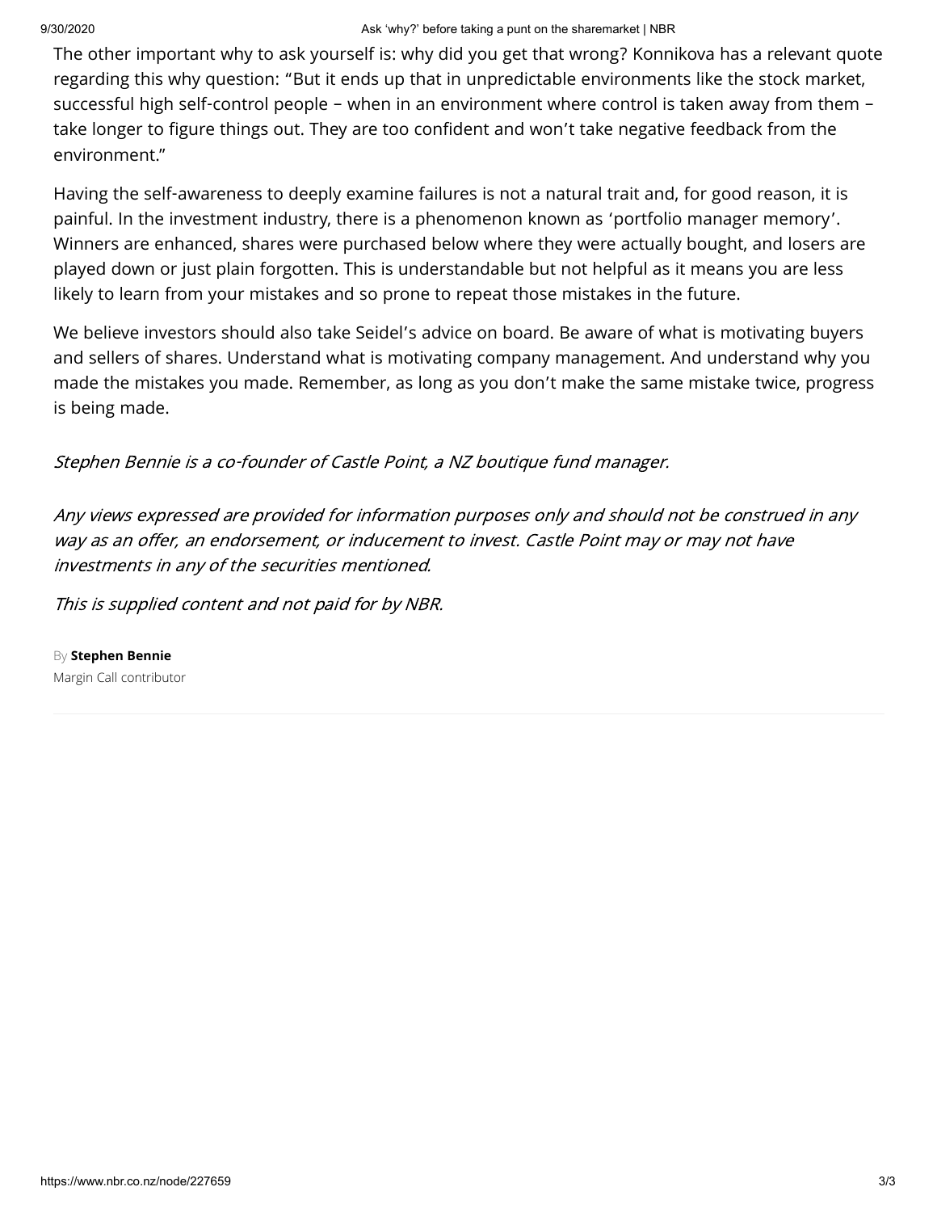The other important why to ask yourself is: why did you get that wrong? Konnikova has a relevant quote regarding this why question: "But it ends up that in unpredictable environments like the stock market, successful high self-control people – when in an environment where control is taken away from them – take longer to figure things out. They are too confident and won't take negative feedback from the environment."

Having the self-awareness to deeply examine failures is not a natural trait and, for good reason, it is painful. In the investment industry, there is a phenomenon known as 'portfolio manager memory'. Winners are enhanced, shares were purchased below where they were actually bought, and losers are played down or just plain forgotten. This is understandable but not helpful as it means you are less likely to learn from your mistakes and so prone to repeat those mistakes in the future.

We believe investors should also take Seidel's advice on board. Be aware of what is motivating buyers and sellers of shares. Understand what is motivating company management. And understand why you made the mistakes you made. Remember, as long as you don't make the same mistake twice, progress is being made.

*Stephen Bennie is a co-founder of Castle Point, a NZ boutique fund manager.*

*Any views expressed are provided for information purposes only and should not be construed in any way as an offer, an endorsement, or inducement to invest. Castle Point may or may not have investments in any of the securities mentioned.*

*This is supplied content and not paid for by NBR.*

By **Stephen Bennie**
Margin Call contributor